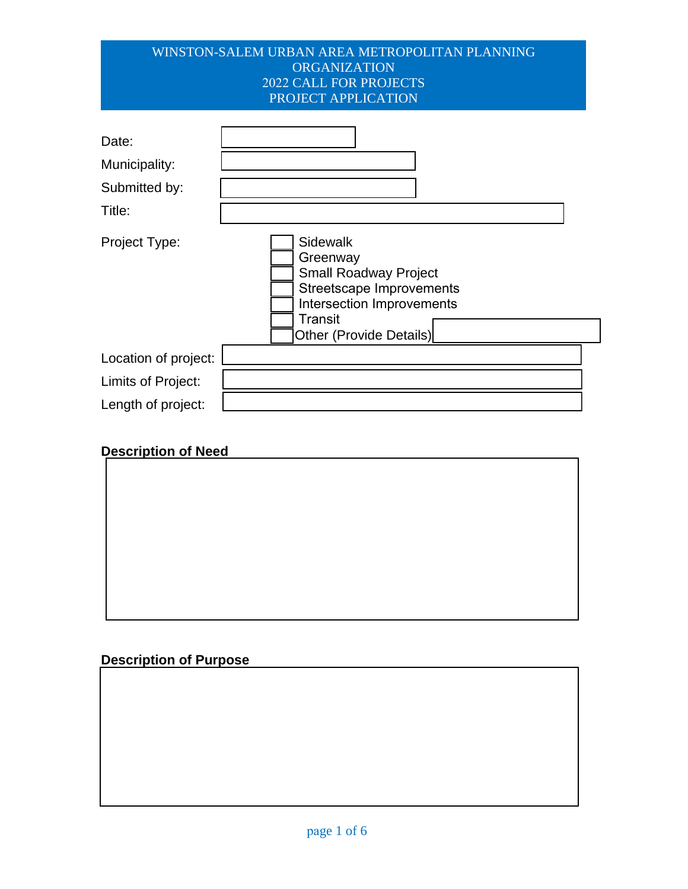# WINSTON-SALEM URBAN AREA METROPOLITAN PLANNING ORGANIZATION
# 2022 CALL FOR PROJECTS
# PROJECT APPLICATION

Date:

Municipality:

Submitted by:

Title:

Project Type:

- [ ] Sidewalk
- [ ] Greenway
- [ ] Small Roadway Project
- [ ] Streetscape Improvements
- [ ] Intersection Improvements
- [ ] Transit
- [ ] Other (Provide Details)

Location of project:

Limits of Project:

Length of project:

**Description of Need**

**Description of Purpose**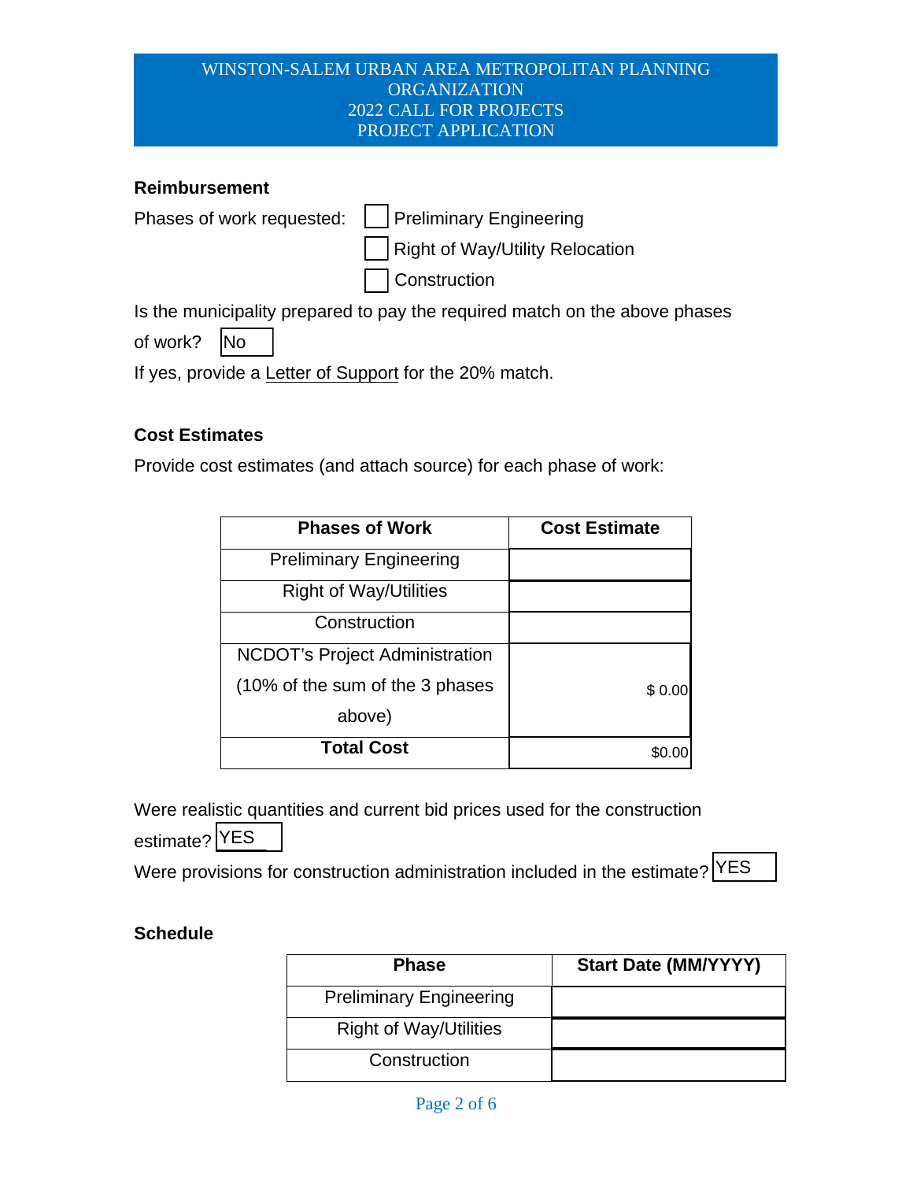WINSTON-SALEM URBAN AREA METROPOLITAN PLANNING ORGANIZATION
2022 CALL FOR PROJECTS
PROJECT APPLICATION

**Reimbursement**

Phases of work requested:
- ☐ Preliminary Engineering
- ☐ Right of Way/Utility Relocation
- ☐ Construction

Is the municipality prepared to pay the required match on the above phases of work? No

If yes, provide a Letter of Support for the 20% match.

**Cost Estimates**

Provide cost estimates (and attach source) for each phase of work:

| Phases of Work | Cost Estimate |
| --- | --- |
| Preliminary Engineering | |
| Right of Way/Utilities | |
| Construction | |
| NCDOT's Project Administration (10% of the sum of the 3 phases above) | $ 0.00 |
| **Total Cost** | $0.00 |

Were realistic quantities and current bid prices used for the construction estimate? YES

Were provisions for construction administration included in the estimate? YES

**Schedule**

| Phase | Start Date (MM/YYYY) |
| --- | --- |
| Preliminary Engineering | |
| Right of Way/Utilities | |
| Construction | |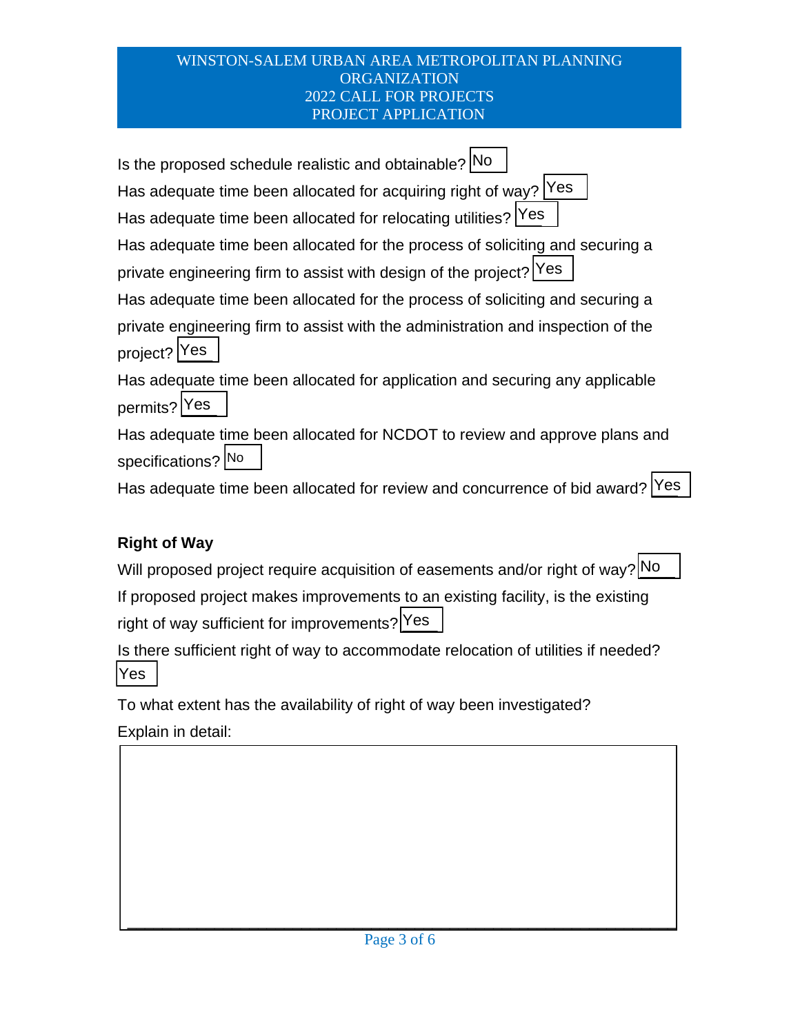WINSTON-SALEM URBAN AREA METROPOLITAN PLANNING ORGANIZATION
2022 CALL FOR PROJECTS
PROJECT APPLICATION

Is the proposed schedule realistic and obtainable? No

Has adequate time been allocated for acquiring right of way? Yes

Has adequate time been allocated for relocating utilities? Yes

Has adequate time been allocated for the process of soliciting and securing a private engineering firm to assist with design of the project? Yes

Has adequate time been allocated for the process of soliciting and securing a private engineering firm to assist with the administration and inspection of the project? Yes

Has adequate time been allocated for application and securing any applicable permits? Yes

Has adequate time been allocated for NCDOT to review and approve plans and specifications? No

Has adequate time been allocated for review and concurrence of bid award? Yes

**Right of Way**

Will proposed project require acquisition of easements and/or right of way? No

If proposed project makes improvements to an existing facility, is the existing right of way sufficient for improvements? Yes

Is there sufficient right of way to accommodate relocation of utilities if needed? Yes

To what extent has the availability of right of way been investigated?

Explain in detail: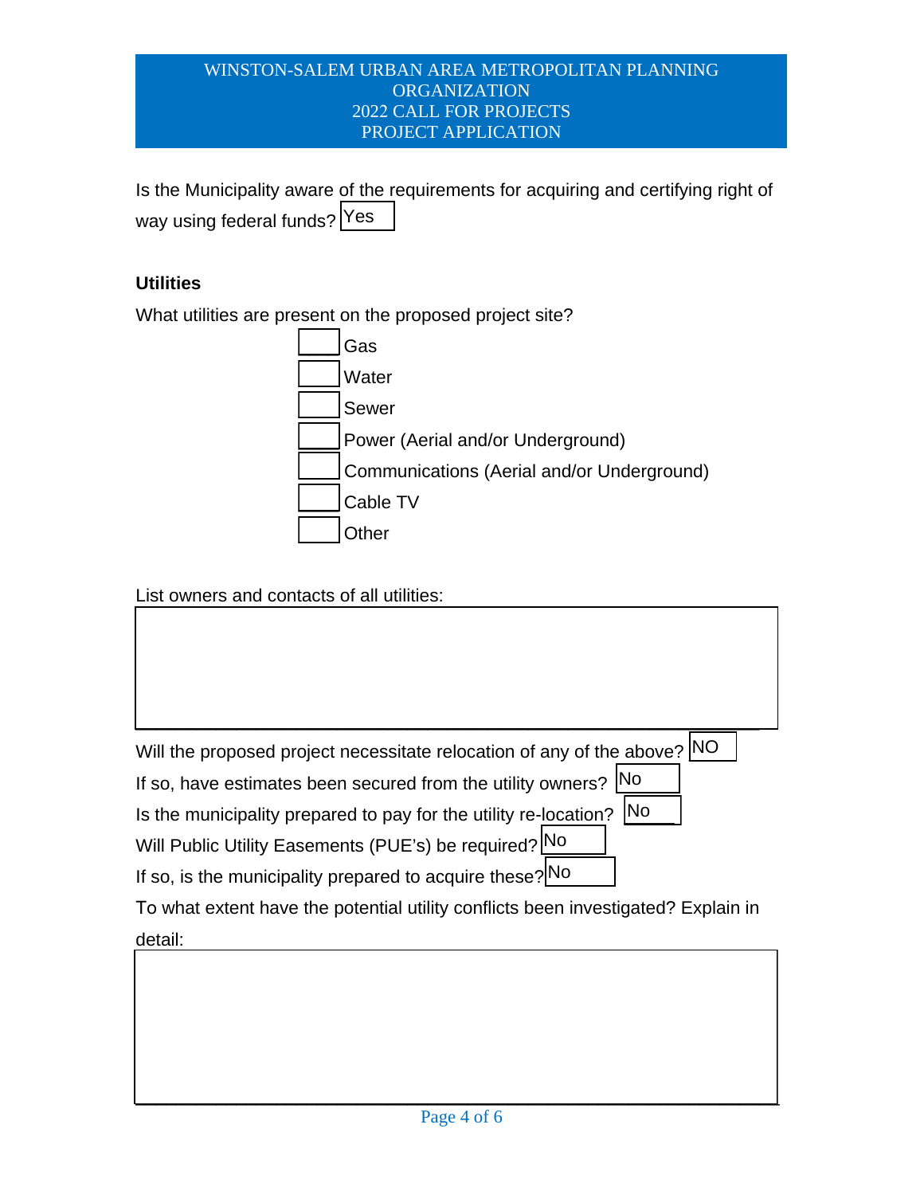Is the Municipality aware of the requirements for acquiring and certifying right of way using federal funds? Yes

**Utilities**

What utilities are present on the proposed project site?

- [ ] Gas
- [ ] Water
- [ ] Sewer
- [ ] Power (Aerial and/or Underground)
- [ ] Communications (Aerial and/or Underground)
- [ ] Cable TV
- [ ] Other

List owners and contacts of all utilities:

Will the proposed project necessitate relocation of any of the above? NO

If so, have estimates been secured from the utility owners? No

Is the municipality prepared to pay for the utility re-location? No

Will Public Utility Easements (PUE's) be required? No

If so, is the municipality prepared to acquire these? No

To what extent have the potential utility conflicts been investigated? Explain in detail: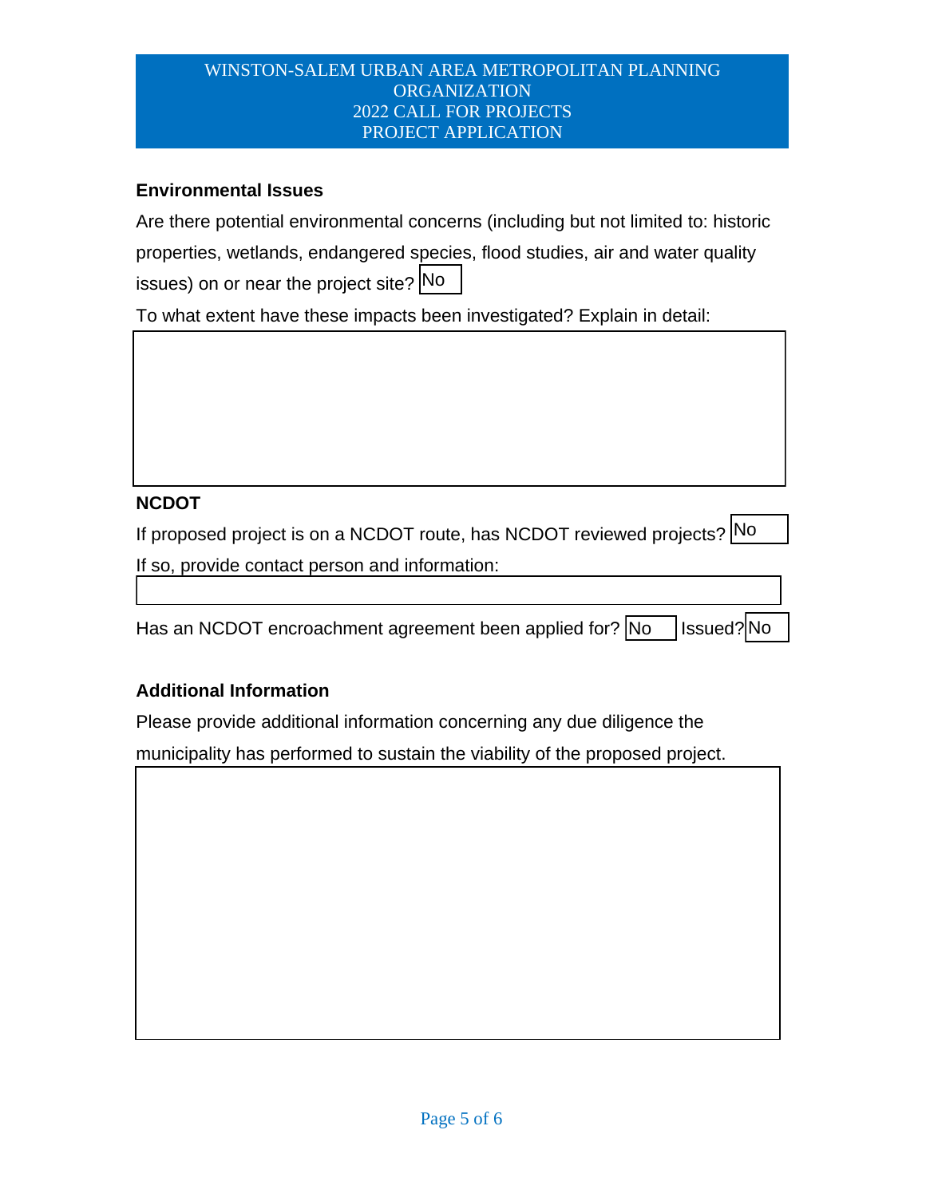**Environmental Issues**

Are there potential environmental concerns (including but not limited to: historic properties, wetlands, endangered species, flood studies, air and water quality issues) on or near the project site? No

To what extent have these impacts been investigated? Explain in detail:

**NCDOT**

If proposed project is on a NCDOT route, has NCDOT reviewed projects? No

If so, provide contact person and information:

Has an NCDOT encroachment agreement been applied for? No Issued? No

**Additional Information**

Please provide additional information concerning any due diligence the municipality has performed to sustain the viability of the proposed project.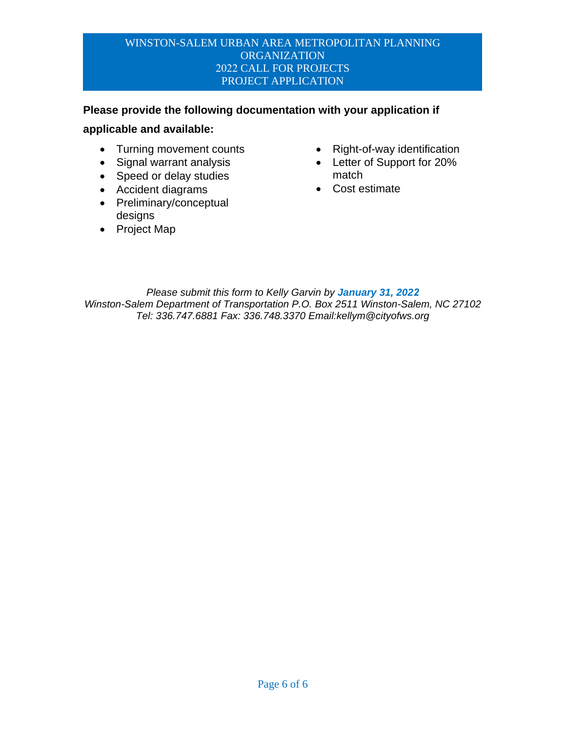# WINSTON-SALEM URBAN AREA METROPOLITAN PLANNING ORGANIZATION 2022 CALL FOR PROJECTS PROJECT APPLICATION

**Please provide the following documentation with your application if applicable and available:**

- Turning movement counts
- Signal warrant analysis
- Speed or delay studies
- Accident diagrams
- Preliminary/conceptual designs
- Project Map
- Right-of-way identification
- Letter of Support for 20% match
- Cost estimate

*Please submit this form to Kelly Garvin by* ***January 31, 2022***
*Winston-Salem Department of Transportation P.O. Box 2511 Winston-Salem, NC 27102*
*Tel: 336.747.6881 Fax: 336.748.3370 Email:kellym@cityofws.org*